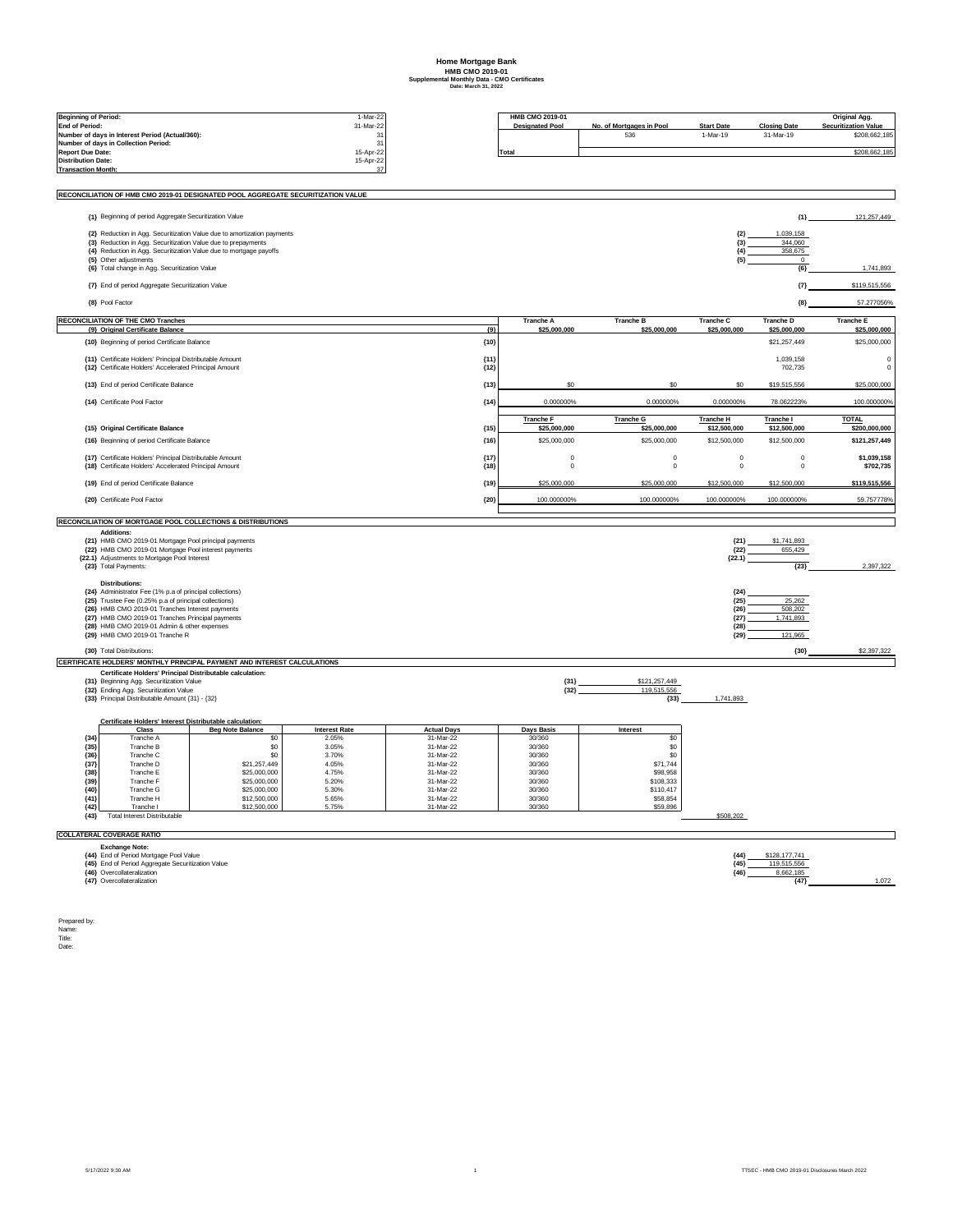# Home Mortgage Bank
## HMB CMO 2019-01
### Supplemental Monthly Data - CMO Certificates
**Date: March 31, 2022**

| | |
|---|---|
| **Beginning of Period:** | 1-Mar-22 |
| **End of Period:** | 31-Mar-22 |
| **Number of days in Interest Period (Actual/360):** | 31 |
| **Number of days in Collection Period:** | 31 |
| **Report Due Date:** | 15-Apr-22 |
| **Distribution Date:** | 15-Apr-22 |
| **Transaction Month:** | 37 |

| HMB CMO 2019-01 Designated Pool | No. of Mortgages in Pool | Start Date | Closing Date | Original Agg. Securitization Value |
|---|---|---|---|---|
| | 536 | 1-Mar-19 | 31-Mar-19 | $208,662,185 |
| **Total** | | | | $208,662,185 |

## RECONCILIATION OF HMB CMO 2019-01 DESIGNATED POOL AGGREGATE SECURITIZATION VALUE

| | | | | |
|---|---|---|---|---|
| (1) | Beginning of period Aggregate Securitization Value | | (1) | 121,257,449 |
| (2) | Reduction in Agg. Securitization Value due to amortization payments | (2) | 1,039,158 | |
| (3) | Reduction in Agg. Securitization Value due to prepayments | (3) | 344,060 | |
| (4) | Reduction in Agg. Securitization Value due to mortgage payoffs | (4) | 358,675 | |
| (5) | Other adjustments | (5) | 0 | |
| (6) | Total change in Agg. Securitization Value | | (6) | 1,741,893 |
| (7) | End of period Aggregate Securitization Value | | (7) | $119,515,556 |
| (8) | Pool Factor | | (8) | 57.277056% |

## RECONCILIATION OF THE CMO Tranches

| | | | Tranche A | Tranche B | Tranche C | Tranche D | Tranche E |
|---|---|---|---|---|---|---|---|
| (9) | **Original Certificate Balance** | (9) | $25,000,000 | $25,000,000 | $25,000,000 | $25,000,000 | $25,000,000 |
| (10) | Beginning of period Certificate Balance | (10) | | | | $21,257,449 | $25,000,000 |
| (11) | Certificate Holders' Principal Distributable Amount | (11) | | | | 1,039,158 | 0 |
| (12) | Certificate Holders' Accelerated Principal Amount | (12) | | | | 702,735 | 0 |
| (13) | End of period Certificate Balance | (13) | $0 | $0 | $0 | $19,515,556 | $25,000,000 |
| (14) | Certificate Pool Factor | (14) | 0.000000% | 0.000000% | 0.000000% | 78.062223% | 100.000000% |

| | | | Tranche F | Tranche G | Tranche H | Tranche I | TOTAL |
|---|---|---|---|---|---|---|---|
| (15) | **Original Certificate Balance** | (15) | $25,000,000 | $25,000,000 | $12,500,000 | $12,500,000 | $200,000,000 |
| (16) | Beginning of period Certificate Balance | (16) | $25,000,000 | $25,000,000 | $12,500,000 | $12,500,000 | $121,257,449 |
| (17) | Certificate Holders' Principal Distributable Amount | (17) | 0 | 0 | 0 | 0 | $1,039,158 |
| (18) | Certificate Holders' Accelerated Principal Amount | (18) | 0 | 0 | 0 | 0 | $702,735 |
| (19) | End of period Certificate Balance | (19) | $25,000,000 | $25,000,000 | $12,500,000 | $12,500,000 | $119,515,556 |
| (20) | Certificate Pool Factor | (20) | 100.000000% | 100.000000% | 100.000000% | 100.000000% | 59.757778% |

## RECONCILIATION OF MORTGAGE POOL COLLECTIONS & DISTRIBUTIONS

**Additions:**

| | | | | |
|---|---|---|---|---|
| (21) | HMB CMO 2019-01 Mortgage Pool principal payments | (21) | $1,741,893 | |
| (22) | HMB CMO 2019-01 Mortgage Pool interest payments | (22) | 655,429 | |
| (22.1) | Adjustments to Mortgage Pool Interest | (22.1) | | |
| (23) | Total Payments: | | (23) | 2,397,322 |

**Distributions:**

| | | | | |
|---|---|---|---|---|
| (24) | Administrator Fee (1% p.a of principal collections) | (24) | | |
| (25) | Trustee Fee (0.25% p.a of principal collections) | (25) | 25,262 | |
| (26) | HMB CMO 2019-01 Tranches Interest payments | (26) | 508,202 | |
| (27) | HMB CMO 2019-01 Tranches Principal payments | (27) | 1,741,893 | |
| (28) | HMB CMO 2019-01 Admin & other expenses | (28) | | |
| (29) | HMB CMO 2019-01 Tranche R | (29) | 121,965 | |
| (30) | Total Distributions: | | (30) | $2,397,322 |

## CERTIFICATE HOLDERS' MONTHLY PRINCIPAL PAYMENT AND INTEREST CALCULATIONS

**Certificate Holders' Principal Distributable calculation:**

| | | | | |
|---|---|---|---|---|
| (31) | Beginning Agg. Securitization Value | (31) | $121,257,449 | |
| (32) | Ending Agg. Securitization Value | (32) | 119,515,556 | |
| (33) | Principal Distributable Amount (31) - (32) | | (33) | 1,741,893 |

**Certificate Holders' Interest Distributable calculation:**

| | Class | Beg Note Balance | Interest Rate | Actual Days | Days Basis | Interest | |
|---|---|---|---|---|---|---|---|
| (34) | Tranche A | $0 | 2.05% | 31-Mar-22 | 30/360 | $0 | |
| (35) | Tranche B | $0 | 3.05% | 31-Mar-22 | 30/360 | $0 | |
| (36) | Tranche C | $0 | 3.70% | 31-Mar-22 | 30/360 | $0 | |
| (37) | Tranche D | $21,257,449 | 4.05% | 31-Mar-22 | 30/360 | $71,744 | |
| (38) | Tranche E | $25,000,000 | 4.75% | 31-Mar-22 | 30/360 | $98,958 | |
| (39) | Tranche F | $25,000,000 | 5.20% | 31-Mar-22 | 30/360 | $108,333 | |
| (40) | Tranche G | $25,000,000 | 5.30% | 31-Mar-22 | 30/360 | $110,417 | |
| (41) | Tranche H | $12,500,000 | 5.65% | 31-Mar-22 | 30/360 | $58,854 | |
| (42) | Tranche I | $12,500,000 | 5.75% | 31-Mar-22 | 30/360 | $59,896 | |
| (43) | Total Interest Distributable | | | | | | $508,202 |

## COLLATERAL COVERAGE RATIO

**Exchange Note:**

| | | | | |
|---|---|---|---|---|
| (44) | End of Period Mortgage Pool Value | (44) | $128,177,741 | |
| (45) | End of Period Aggregate Securitization Value | (45) | 119,515,556 | |
| (46) | Overcollateralization | (46) | 8,662,185 | |
| (47) | Overcollateralization | | (47) | 1.072 |

Prepared by:
Name:
Title:
Date: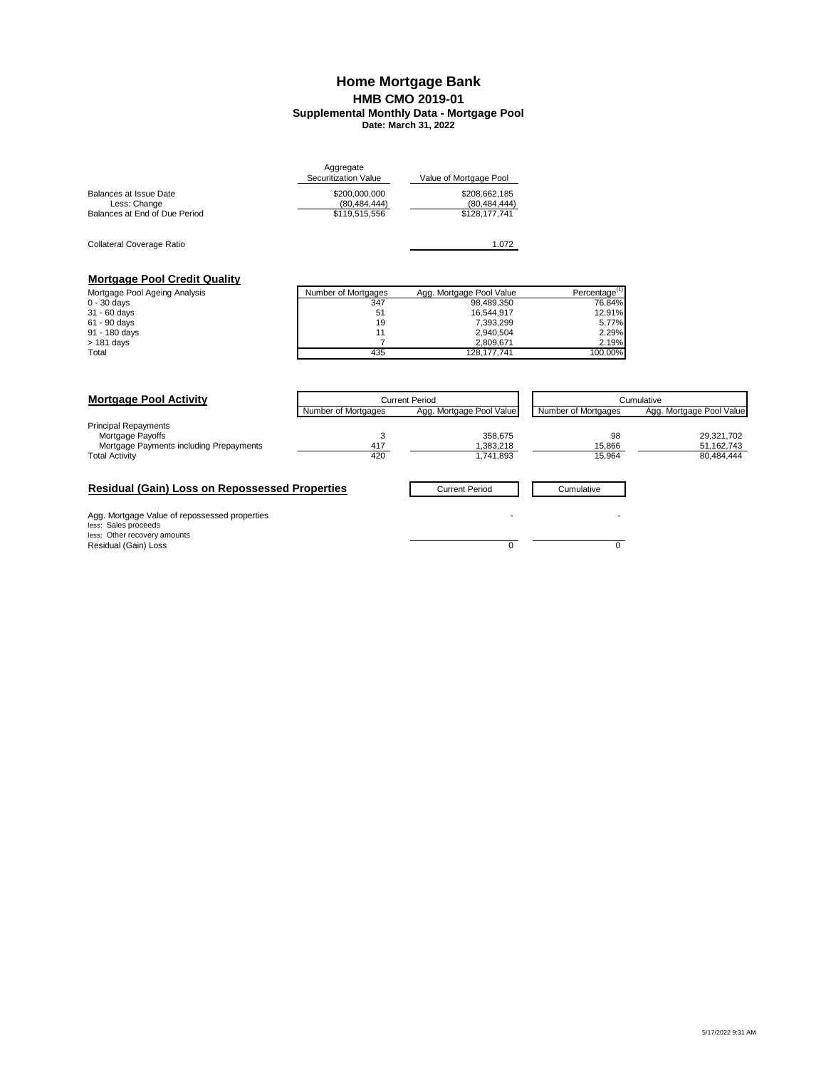# Home Mortgage Bank

## HMB CMO 2019-01

### Supplemental Monthly Data - Mortgage Pool

**Date: March 31, 2022**

| | Aggregate Securitization Value | Value of Mortgage Pool |
|---|---|---|
| Balances at Issue Date | $200,000,000 | $208,662,185 |
| Less: Change | (80,484,444) | (80,484,444) |
| Balances at End of Due Period | $119,515,556 | $128,177,741 |
| | | |
| Collateral Coverage Ratio | | 1.072 |

### Mortgage Pool Credit Quality

| Mortgage Pool Ageing Analysis | Number of Mortgages | Agg. Mortgage Pool Value | Percentage[(1)] |
|---|---|---|---|
| 0 - 30 days | 347 | 98,489,350 | 76.84% |
| 31 - 60 days | 51 | 16,544,917 | 12.91% |
| 61 - 90 days | 19 | 7,393,299 | 5.77% |
| 91 - 180 days | 11 | 2,940,504 | 2.29% |
| > 181 days | 7 | 2,809,671 | 2.19% |
| Total | 435 | 128,177,741 | 100.00% |

### Mortgage Pool Activity

| | Current Period | | Cumulative | |
|---|---|---|---|---|
| | Number of Mortgages | Agg. Mortgage Pool Value | Number of Mortgages | Agg. Mortgage Pool Value |
| Principal Repayments | | | | |
| Mortgage Payoffs | 3 | 358,675 | 98 | 29,321,702 |
| Mortgage Payments including Prepayments | 417 | 1,383,218 | 15,866 | 51,162,743 |
| Total Activity | 420 | 1,741,893 | 15,964 | 80,484,444 |

### Residual (Gain) Loss on Repossessed Properties

| | Current Period | Cumulative |
|---|---|---|
| Agg. Mortgage Value of repossessed properties | - | - |
| less: Sales proceeds | | |
| less: Other recovery amounts | | |
| Residual (Gain) Loss | 0 | 0 |